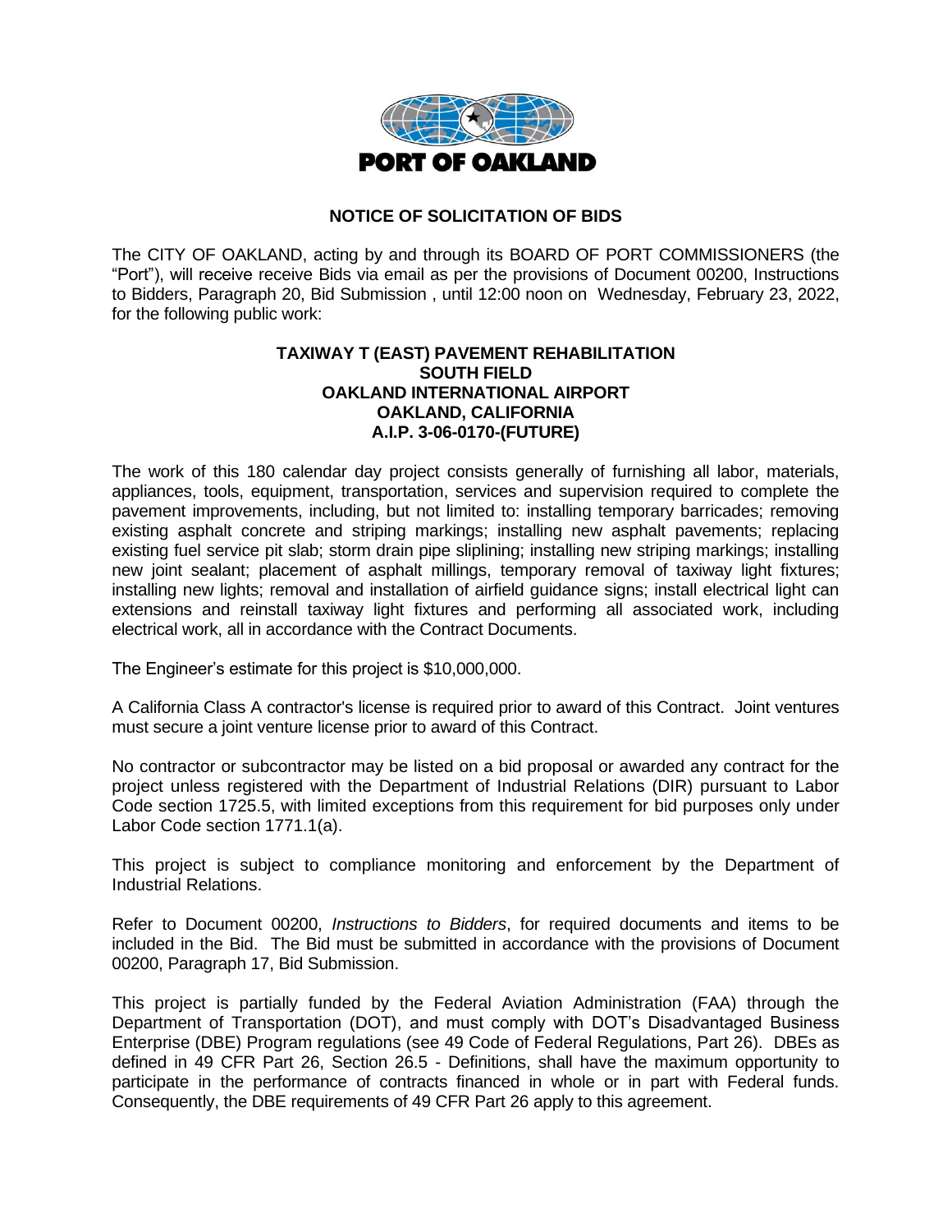PORT OF OAKLAND

## NOTICE OF SOLICITATION OF BIDS

The CITY OF OAKLAND, acting by and through its BOARD OF PORT COMMISSIONERS (the "Port"), will receive receive Bids via email as per the provisions of Document 00200, Instructions to Bidders, Paragraph 20, Bid Submission , until 12:00 noon on Wednesday, February 23, 2022, for the following public work:

**TAXIWAY T (EAST) PAVEMENT REHABILITATION**
**SOUTH FIELD**
**OAKLAND INTERNATIONAL AIRPORT**
**OAKLAND, CALIFORNIA**
**A.I.P. 3-06-0170-(FUTURE)**

The work of this 180 calendar day project consists generally of furnishing all labor, materials, appliances, tools, equipment, transportation, services and supervision required to complete the pavement improvements, including, but not limited to: installing temporary barricades; removing existing asphalt concrete and striping markings; installing new asphalt pavements; replacing existing fuel service pit slab; storm drain pipe sliplining; installing new striping markings; installing new joint sealant; placement of asphalt millings, temporary removal of taxiway light fixtures; installing new lights; removal and installation of airfield guidance signs; install electrical light can extensions and reinstall taxiway light fixtures and performing all associated work, including electrical work, all in accordance with the Contract Documents.

The Engineer's estimate for this project is $10,000,000.

A California Class A contractor's license is required prior to award of this Contract. Joint ventures must secure a joint venture license prior to award of this Contract.

No contractor or subcontractor may be listed on a bid proposal or awarded any contract for the project unless registered with the Department of Industrial Relations (DIR) pursuant to Labor Code section 1725.5, with limited exceptions from this requirement for bid purposes only under Labor Code section 1771.1(a).

This project is subject to compliance monitoring and enforcement by the Department of Industrial Relations.

Refer to Document 00200, *Instructions to Bidders*, for required documents and items to be included in the Bid. The Bid must be submitted in accordance with the provisions of Document 00200, Paragraph 17, Bid Submission.

This project is partially funded by the Federal Aviation Administration (FAA) through the Department of Transportation (DOT), and must comply with DOT's Disadvantaged Business Enterprise (DBE) Program regulations (see 49 Code of Federal Regulations, Part 26). DBEs as defined in 49 CFR Part 26, Section 26.5 - Definitions, shall have the maximum opportunity to participate in the performance of contracts financed in whole or in part with Federal funds. Consequently, the DBE requirements of 49 CFR Part 26 apply to this agreement.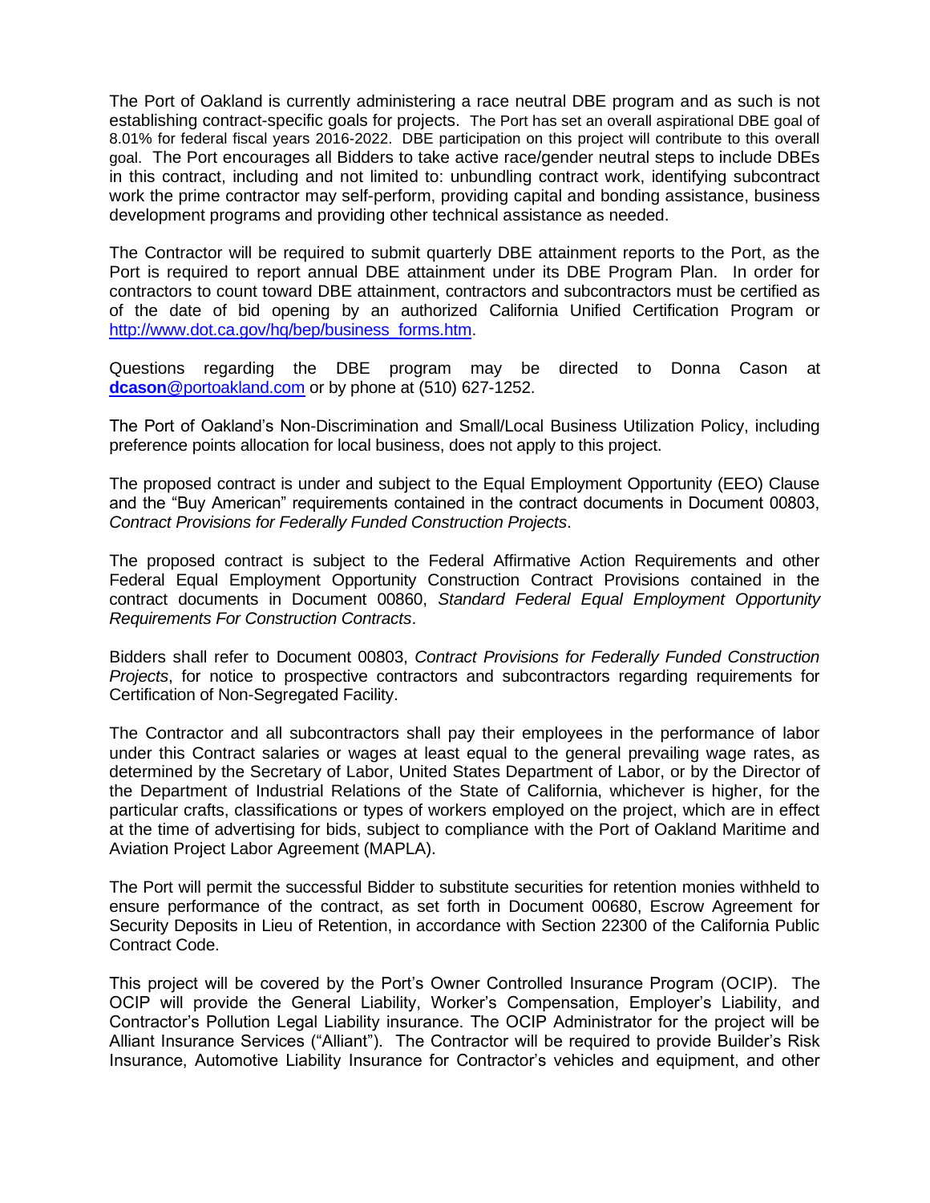The Port of Oakland is currently administering a race neutral DBE program and as such is not establishing contract-specific goals for projects. The Port has set an overall aspirational DBE goal of 8.01% for federal fiscal years 2016-2022. DBE participation on this project will contribute to this overall goal. The Port encourages all Bidders to take active race/gender neutral steps to include DBEs in this contract, including and not limited to: unbundling contract work, identifying subcontract work the prime contractor may self-perform, providing capital and bonding assistance, business development programs and providing other technical assistance as needed.

The Contractor will be required to submit quarterly DBE attainment reports to the Port, as the Port is required to report annual DBE attainment under its DBE Program Plan. In order for contractors to count toward DBE attainment, contractors and subcontractors must be certified as of the date of bid opening by an authorized California Unified Certification Program or [http://www.dot.ca.gov/hq/bep/business_forms.htm](http://www.dot.ca.gov/hq/bep/business_forms.htm).

Questions regarding the DBE program may be directed to Donna Cason at [**dcason**@portoakland.com](mailto:dcason@portoakland.com) or by phone at (510) 627-1252.

The Port of Oakland's Non-Discrimination and Small/Local Business Utilization Policy, including preference points allocation for local business, does not apply to this project.

The proposed contract is under and subject to the Equal Employment Opportunity (EEO) Clause and the "Buy American" requirements contained in the contract documents in Document 00803, *Contract Provisions for Federally Funded Construction Projects*.

The proposed contract is subject to the Federal Affirmative Action Requirements and other Federal Equal Employment Opportunity Construction Contract Provisions contained in the contract documents in Document 00860, *Standard Federal Equal Employment Opportunity Requirements For Construction Contracts*.

Bidders shall refer to Document 00803, *Contract Provisions for Federally Funded Construction Projects*, for notice to prospective contractors and subcontractors regarding requirements for Certification of Non-Segregated Facility.

The Contractor and all subcontractors shall pay their employees in the performance of labor under this Contract salaries or wages at least equal to the general prevailing wage rates, as determined by the Secretary of Labor, United States Department of Labor, or by the Director of the Department of Industrial Relations of the State of California, whichever is higher, for the particular crafts, classifications or types of workers employed on the project, which are in effect at the time of advertising for bids, subject to compliance with the Port of Oakland Maritime and Aviation Project Labor Agreement (MAPLA).

The Port will permit the successful Bidder to substitute securities for retention monies withheld to ensure performance of the contract, as set forth in Document 00680, Escrow Agreement for Security Deposits in Lieu of Retention, in accordance with Section 22300 of the California Public Contract Code.

This project will be covered by the Port's Owner Controlled Insurance Program (OCIP). The OCIP will provide the General Liability, Worker's Compensation, Employer's Liability, and Contractor's Pollution Legal Liability insurance. The OCIP Administrator for the project will be Alliant Insurance Services ("Alliant"). The Contractor will be required to provide Builder's Risk Insurance, Automotive Liability Insurance for Contractor's vehicles and equipment, and other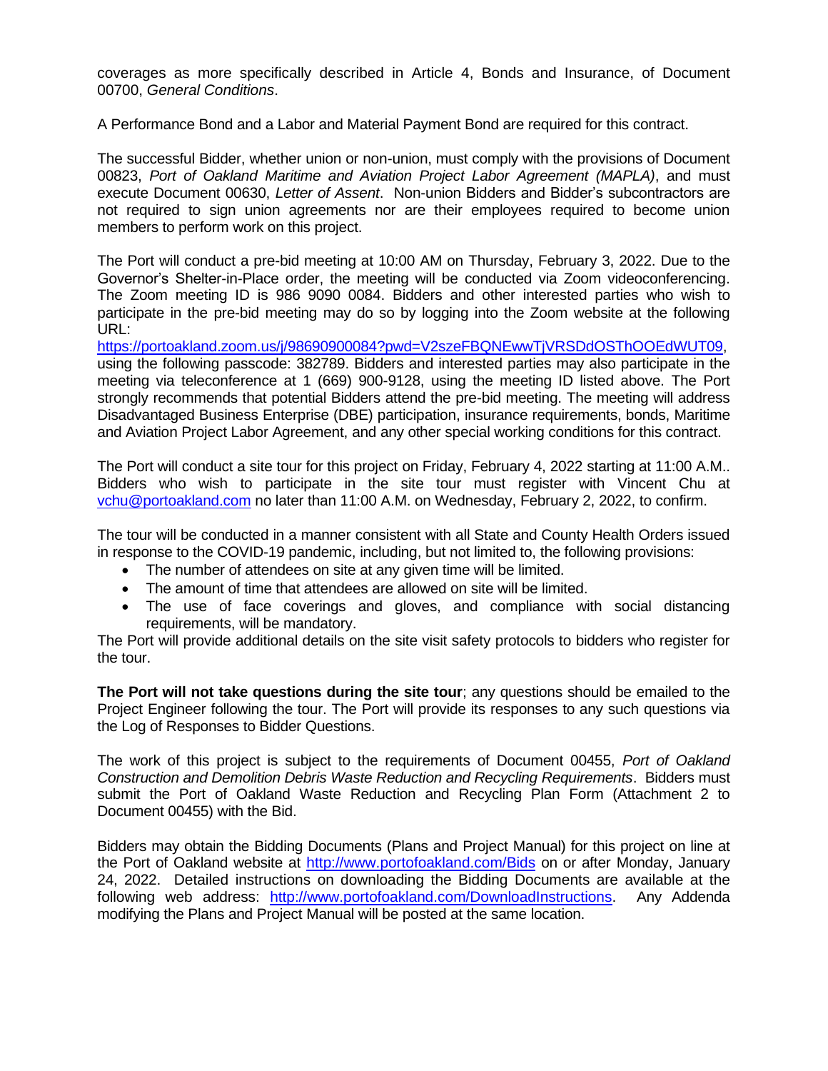coverages as more specifically described in Article 4, Bonds and Insurance, of Document 00700, *General Conditions*.

A Performance Bond and a Labor and Material Payment Bond are required for this contract.

The successful Bidder, whether union or non-union, must comply with the provisions of Document 00823, *Port of Oakland Maritime and Aviation Project Labor Agreement (MAPLA)*, and must execute Document 00630, *Letter of Assent*. Non-union Bidders and Bidder's subcontractors are not required to sign union agreements nor are their employees required to become union members to perform work on this project.

The Port will conduct a pre-bid meeting at 10:00 AM on Thursday, February 3, 2022. Due to the Governor's Shelter-in-Place order, the meeting will be conducted via Zoom videoconferencing. The Zoom meeting ID is 986 9090 0084. Bidders and other interested parties who wish to participate in the pre-bid meeting may do so by logging into the Zoom website at the following URL: https://portoakland.zoom.us/j/98690900084?pwd=V2szeFBQNEwwTjVRSDdOSThOOEdWUT09, using the following passcode: 382789. Bidders and interested parties may also participate in the meeting via teleconference at 1 (669) 900-9128, using the meeting ID listed above. The Port strongly recommends that potential Bidders attend the pre-bid meeting. The meeting will address Disadvantaged Business Enterprise (DBE) participation, insurance requirements, bonds, Maritime and Aviation Project Labor Agreement, and any other special working conditions for this contract.

The Port will conduct a site tour for this project on Friday, February 4, 2022 starting at 11:00 A.M.. Bidders who wish to participate in the site tour must register with Vincent Chu at vchu@portoakland.com no later than 11:00 A.M. on Wednesday, February 2, 2022, to confirm.

The tour will be conducted in a manner consistent with all State and County Health Orders issued in response to the COVID-19 pandemic, including, but not limited to, the following provisions:

- The number of attendees on site at any given time will be limited.
- The amount of time that attendees are allowed on site will be limited.
- The use of face coverings and gloves, and compliance with social distancing requirements, will be mandatory.

The Port will provide additional details on the site visit safety protocols to bidders who register for the tour.

**The Port will not take questions during the site tour**; any questions should be emailed to the Project Engineer following the tour. The Port will provide its responses to any such questions via the Log of Responses to Bidder Questions.

The work of this project is subject to the requirements of Document 00455, *Port of Oakland Construction and Demolition Debris Waste Reduction and Recycling Requirements*. Bidders must submit the Port of Oakland Waste Reduction and Recycling Plan Form (Attachment 2 to Document 00455) with the Bid.

Bidders may obtain the Bidding Documents (Plans and Project Manual) for this project on line at the Port of Oakland website at http://www.portofoakland.com/Bids on or after Monday, January 24, 2022. Detailed instructions on downloading the Bidding Documents are available at the following web address: http://www.portofoakland.com/DownloadInstructions. Any Addenda modifying the Plans and Project Manual will be posted at the same location.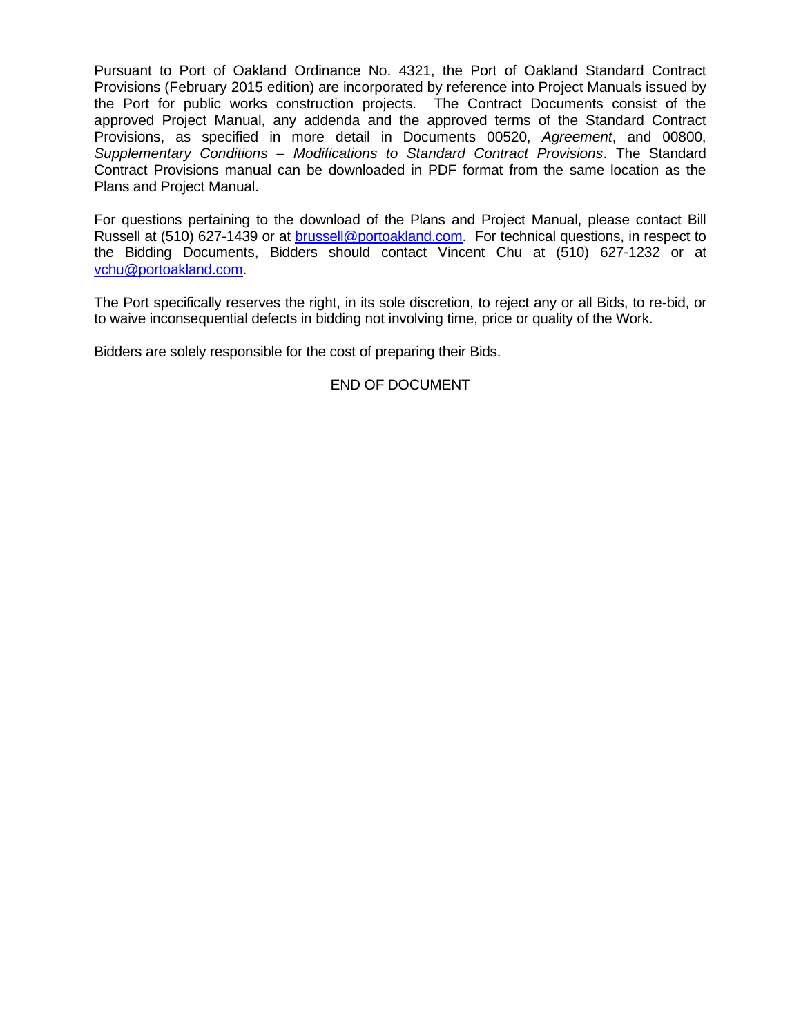Pursuant to Port of Oakland Ordinance No. 4321, the Port of Oakland Standard Contract Provisions (February 2015 edition) are incorporated by reference into Project Manuals issued by the Port for public works construction projects. The Contract Documents consist of the approved Project Manual, any addenda and the approved terms of the Standard Contract Provisions, as specified in more detail in Documents 00520, *Agreement*, and 00800, *Supplementary Conditions – Modifications to Standard Contract Provisions*. The Standard Contract Provisions manual can be downloaded in PDF format from the same location as the Plans and Project Manual.

For questions pertaining to the download of the Plans and Project Manual, please contact Bill Russell at (510) 627-1439 or at brussell@portoakland.com. For technical questions, in respect to the Bidding Documents, Bidders should contact Vincent Chu at (510) 627-1232 or at vchu@portoakland.com.

The Port specifically reserves the right, in its sole discretion, to reject any or all Bids, to re-bid, or to waive inconsequential defects in bidding not involving time, price or quality of the Work.

Bidders are solely responsible for the cost of preparing their Bids.

END OF DOCUMENT